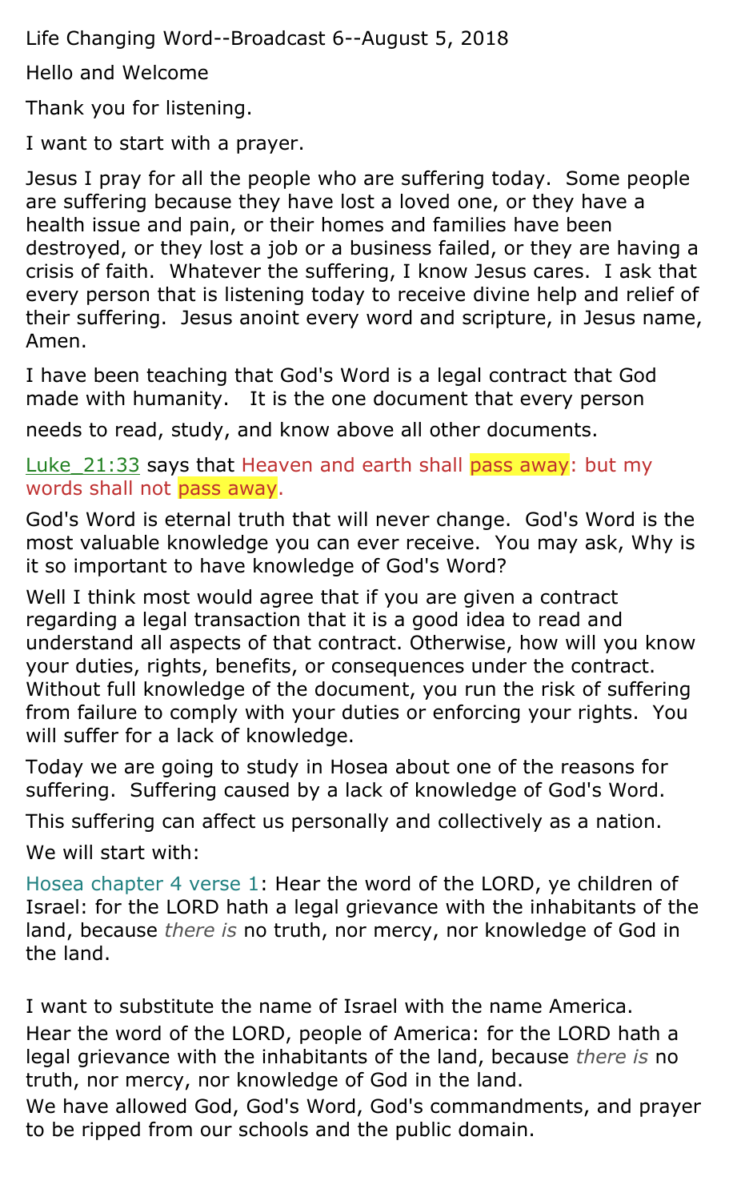Life Changing Word--Broadcast 6--August 5, 2018

Hello and Welcome

Thank you for listening.

I want to start with a prayer.

Jesus I pray for all the people who are suffering today. Some people are suffering because they have lost a loved one, or they have a health issue and pain, or their homes and families have been destroyed, or they lost a job or a business failed, or they are having a crisis of faith. Whatever the suffering, I know Jesus cares. I ask that every person that is listening today to receive divine help and relief of their suffering. Jesus anoint every word and scripture, in Jesus name, Amen.

I have been teaching that God's Word is a legal contract that God made with humanity. It is the one document that every person needs to read, study, and know above all other documents.

Luke_21:33 says that Heaven and earth shall pass away: but my words shall not pass away.

God's Word is eternal truth that will never change. God's Word is the most valuable knowledge you can ever receive. You may ask, Why is it so important to have knowledge of God's Word?

Well I think most would agree that if you are given a contract regarding a legal transaction that it is a good idea to read and understand all aspects of that contract. Otherwise, how will you know your duties, rights, benefits, or consequences under the contract. Without full knowledge of the document, you run the risk of suffering from failure to comply with your duties or enforcing your rights. You will suffer for a lack of knowledge.

Today we are going to study in Hosea about one of the reasons for suffering. Suffering caused by a lack of knowledge of God's Word.

This suffering can affect us personally and collectively as a nation.

We will start with:

Hosea chapter 4 verse 1: Hear the word of the LORD, ye children of Israel: for the LORD hath a legal grievance with the inhabitants of the land, because *there is* no truth, nor mercy, nor knowledge of God in the land.

I want to substitute the name of Israel with the name America.

Hear the word of the LORD, people of America: for the LORD hath a legal grievance with the inhabitants of the land, because *there is* no truth, nor mercy, nor knowledge of God in the land.

We have allowed God, God's Word, God's commandments, and prayer to be ripped from our schools and the public domain.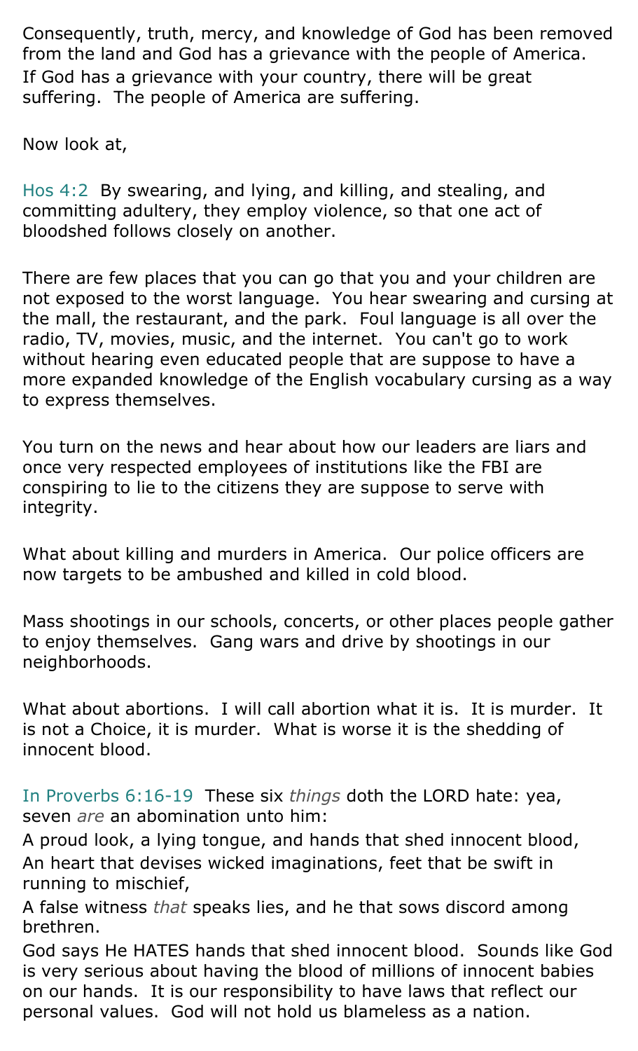Consequently, truth, mercy, and knowledge of God has been removed from the land and God has a grievance with the people of America. If God has a grievance with your country, there will be great suffering. The people of America are suffering.

Now look at,

Hos 4:2 By swearing, and lying, and killing, and stealing, and committing adultery, they employ violence, so that one act of bloodshed follows closely on another.

There are few places that you can go that you and your children are not exposed to the worst language. You hear swearing and cursing at the mall, the restaurant, and the park. Foul language is all over the radio, TV, movies, music, and the internet. You can't go to work without hearing even educated people that are suppose to have a more expanded knowledge of the English vocabulary cursing as a way to express themselves.

You turn on the news and hear about how our leaders are liars and once very respected employees of institutions like the FBI are conspiring to lie to the citizens they are suppose to serve with integrity.

What about killing and murders in America. Our police officers are now targets to be ambushed and killed in cold blood.

Mass shootings in our schools, concerts, or other places people gather to enjoy themselves. Gang wars and drive by shootings in our neighborhoods.

What about abortions. I will call abortion what it is. It is murder. It is not a Choice, it is murder. What is worse it is the shedding of innocent blood.

In Proverbs 6:16-19 These six *things* doth the LORD hate: yea, seven *are* an abomination unto him:
A proud look, a lying tongue, and hands that shed innocent blood,
An heart that devises wicked imaginations, feet that be swift in running to mischief,
A false witness *that* speaks lies, and he that sows discord among brethren.
God says He HATES hands that shed innocent blood. Sounds like God is very serious about having the blood of millions of innocent babies on our hands. It is our responsibility to have laws that reflect our personal values. God will not hold us blameless as a nation.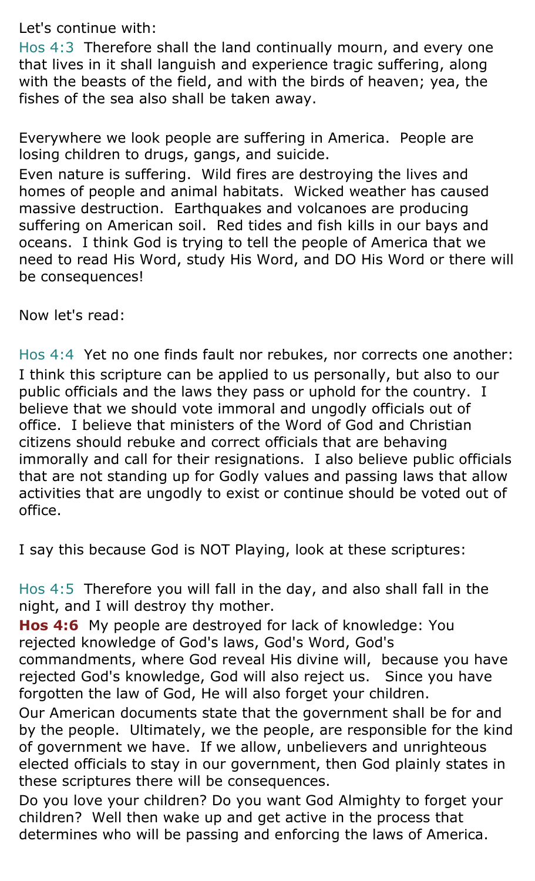Let's continue with:

Hos 4:3 Therefore shall the land continually mourn, and every one that lives in it shall languish and experience tragic suffering, along with the beasts of the field, and with the birds of heaven; yea, the fishes of the sea also shall be taken away.

Everywhere we look people are suffering in America. People are losing children to drugs, gangs, and suicide.

Even nature is suffering. Wild fires are destroying the lives and homes of people and animal habitats. Wicked weather has caused massive destruction. Earthquakes and volcanoes are producing suffering on American soil. Red tides and fish kills in our bays and oceans. I think God is trying to tell the people of America that we need to read His Word, study His Word, and DO His Word or there will be consequences!

Now let's read:

Hos 4:4 Yet no one finds fault nor rebukes, nor corrects one another:

I think this scripture can be applied to us personally, but also to our public officials and the laws they pass or uphold for the country. I believe that we should vote immoral and ungodly officials out of office. I believe that ministers of the Word of God and Christian citizens should rebuke and correct officials that are behaving immorally and call for their resignations. I also believe public officials that are not standing up for Godly values and passing laws that allow activities that are ungodly to exist or continue should be voted out of office.

I say this because God is NOT Playing, look at these scriptures:

Hos 4:5 Therefore you will fall in the day, and also shall fall in the night, and I will destroy thy mother.

**Hos 4:6** My people are destroyed for lack of knowledge: You rejected knowledge of God's laws, God's Word, God's commandments, where God reveal His divine will, because you have rejected God's knowledge, God will also reject us. Since you have forgotten the law of God, He will also forget your children.

Our American documents state that the government shall be for and by the people. Ultimately, we the people, are responsible for the kind of government we have. If we allow, unbelievers and unrighteous elected officials to stay in our government, then God plainly states in these scriptures there will be consequences.

Do you love your children? Do you want God Almighty to forget your children? Well then wake up and get active in the process that determines who will be passing and enforcing the laws of America.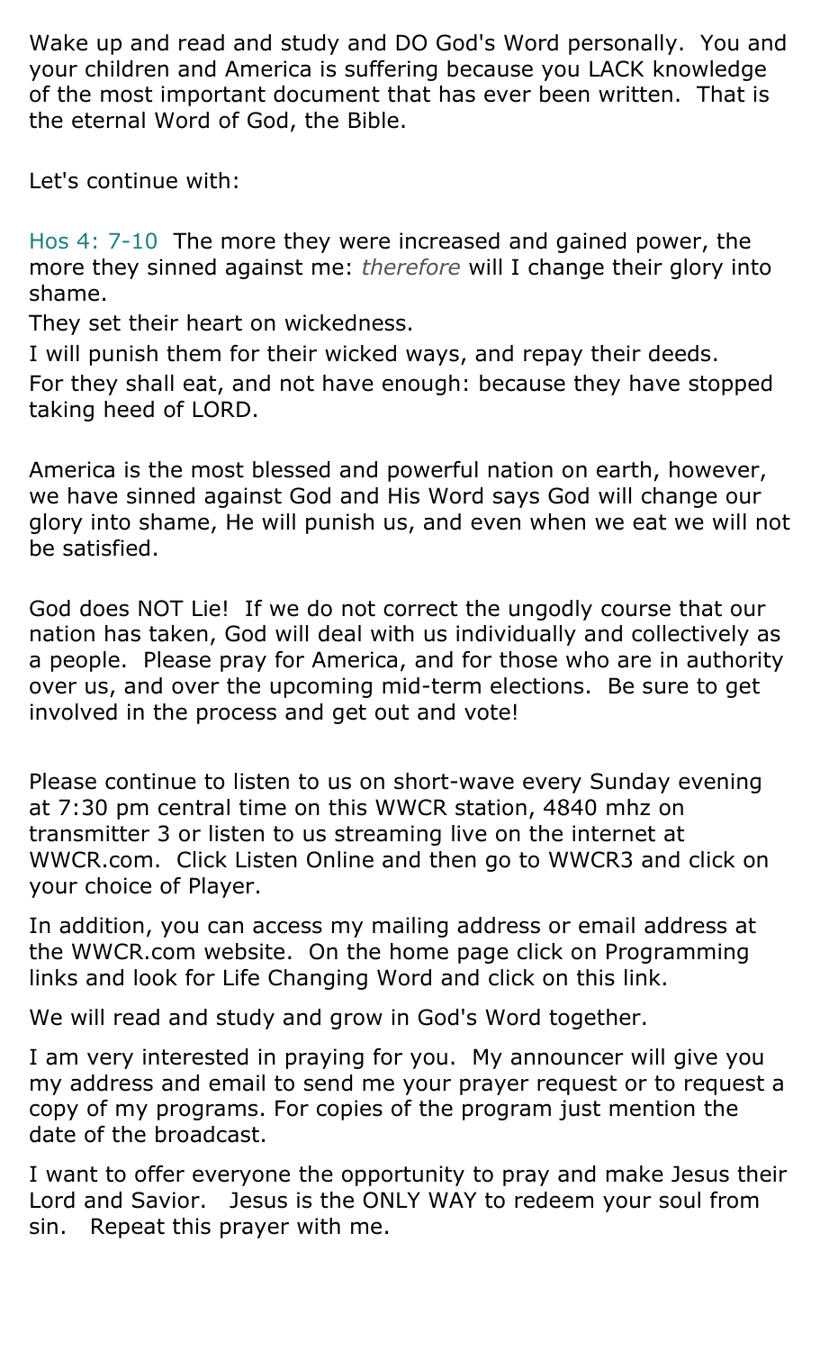Wake up and read and study and DO God's Word personally. You and your children and America is suffering because you LACK knowledge of the most important document that has ever been written. That is the eternal Word of God, the Bible.

Let's continue with:

Hos 4: 7-10 The more they were increased and gained power, the more they sinned against me: *therefore* will I change their glory into shame.
They set their heart on wickedness.
I will punish them for their wicked ways, and repay their deeds.
For they shall eat, and not have enough: because they have stopped taking heed of LORD.

America is the most blessed and powerful nation on earth, however, we have sinned against God and His Word says God will change our glory into shame, He will punish us, and even when we eat we will not be satisfied.

God does NOT Lie! If we do not correct the ungodly course that our nation has taken, God will deal with us individually and collectively as a people. Please pray for America, and for those who are in authority over us, and over the upcoming mid-term elections. Be sure to get involved in the process and get out and vote!

Please continue to listen to us on short-wave every Sunday evening at 7:30 pm central time on this WWCR station, 4840 mhz on transmitter 3 or listen to us streaming live on the internet at WWCR.com. Click Listen Online and then go to WWCR3 and click on your choice of Player.

In addition, you can access my mailing address or email address at the WWCR.com website. On the home page click on Programming links and look for Life Changing Word and click on this link.

We will read and study and grow in God's Word together.

I am very interested in praying for you. My announcer will give you my address and email to send me your prayer request or to request a copy of my programs. For copies of the program just mention the date of the broadcast.

I want to offer everyone the opportunity to pray and make Jesus their Lord and Savior. Jesus is the ONLY WAY to redeem your soul from sin. Repeat this prayer with me.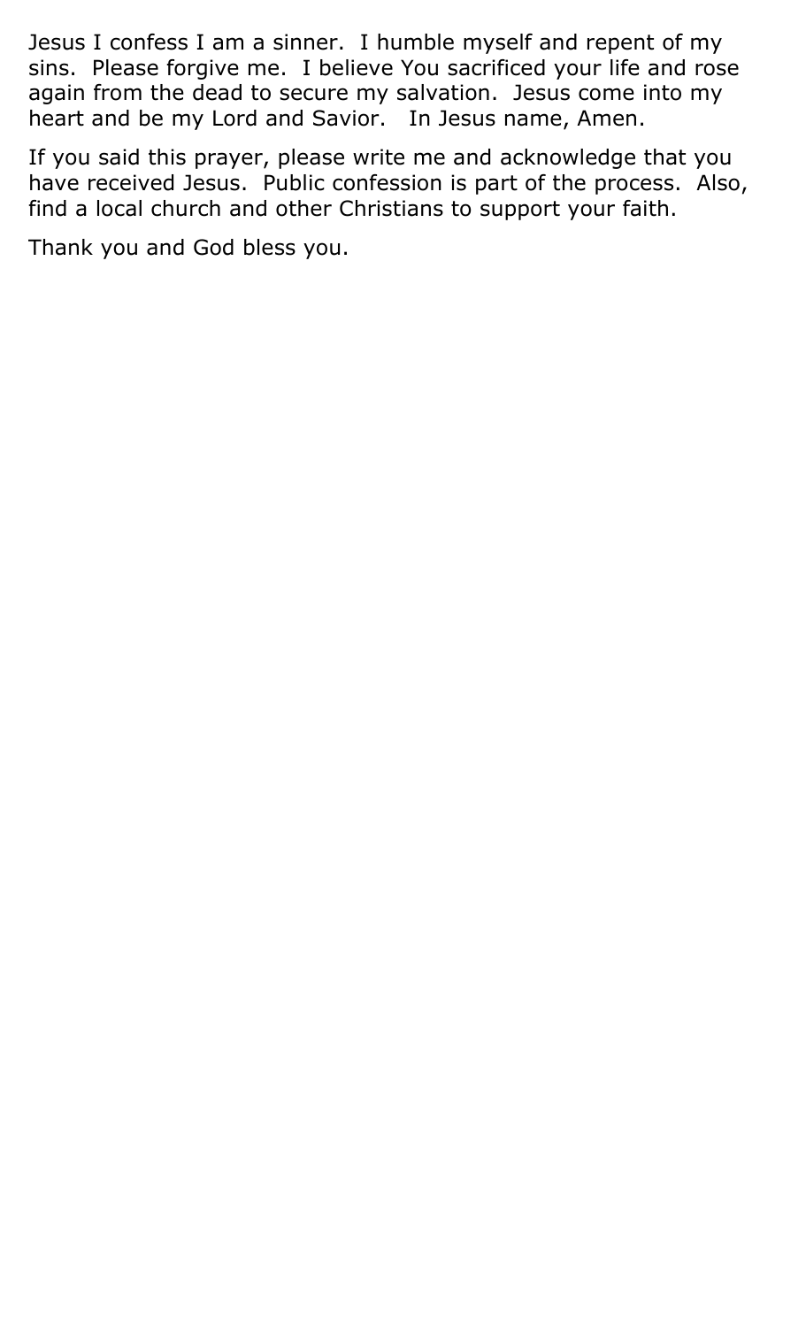Jesus I confess I am a sinner. I humble myself and repent of my sins. Please forgive me. I believe You sacrificed your life and rose again from the dead to secure my salvation. Jesus come into my heart and be my Lord and Savior. In Jesus name, Amen.

If you said this prayer, please write me and acknowledge that you have received Jesus. Public confession is part of the process. Also, find a local church and other Christians to support your faith.

Thank you and God bless you.